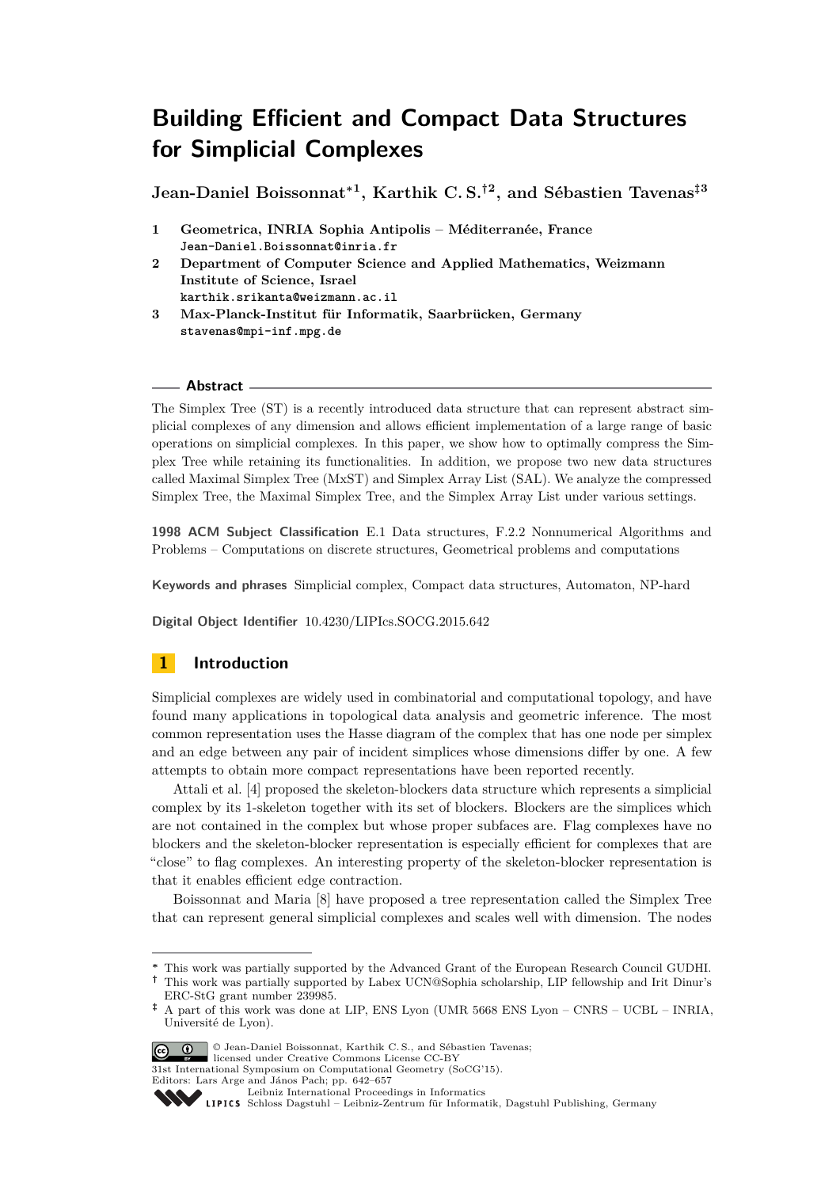# Building Efficient and Compact Data Structures for Simplicial Complexes

**Jean-Daniel Boissonnat*[1], Karthik C. S.†[2], and Sébastien Tavenas‡[3]**

1. **Geometrica, INRIA Sophia Antipolis – Méditerranée, France**
   Jean-Daniel.Boissonnat@inria.fr
2. **Department of Computer Science and Applied Mathematics, Weizmann Institute of Science, Israel**
   karthik.srikanta@weizmann.ac.il
3. **Max-Planck-Institut für Informatik, Saarbrücken, Germany**
   stavenas@mpi-inf.mpg.de

## Abstract

The Simplex Tree (ST) is a recently introduced data structure that can represent abstract simplicial complexes of any dimension and allows efficient implementation of a large range of basic operations on simplicial complexes. In this paper, we show how to optimally compress the Simplex Tree while retaining its functionalities. In addition, we propose two new data structures called Maximal Simplex Tree (MxST) and Simplex Array List (SAL). We analyze the compressed Simplex Tree, the Maximal Simplex Tree, and the Simplex Array List under various settings.

**1998 ACM Subject Classification** E.1 Data structures, F.2.2 Nonnumerical Algorithms and Problems – Computations on discrete structures, Geometrical problems and computations

**Keywords and phrases** Simplicial complex, Compact data structures, Automaton, NP-hard

**Digital Object Identifier** 10.4230/LIPIcs.SOCG.2015.642

## 1 Introduction

Simplicial complexes are widely used in combinatorial and computational topology, and have found many applications in topological data analysis and geometric inference. The most common representation uses the Hasse diagram of the complex that has one node per simplex and an edge between any pair of incident simplices whose dimensions differ by one. A few attempts to obtain more compact representations have been reported recently.

Attali et al. [4] proposed the skeleton-blockers data structure which represents a simplicial complex by its 1-skeleton together with its set of blockers. Blockers are the simplices which are not contained in the complex but whose proper subfaces are. Flag complexes have no blockers and the skeleton-blocker representation is especially efficient for complexes that are "close" to flag complexes. An interesting property of the skeleton-blocker representation is that it enables efficient edge contraction.

Boissonnat and Maria [8] have proposed a tree representation called the Simplex Tree that can represent general simplicial complexes and scales well with dimension. The nodes

---

\* This work was partially supported by the Advanced Grant of the European Research Council GUDHI.

† This work was partially supported by Labex UCN@Sophia scholarship, LIP fellowship and Irit Dinur's ERC-StG grant number 239985.

‡ A part of this work was done at LIP, ENS Lyon (UMR 5668 ENS Lyon – CNRS – UCBL – INRIA, Université de Lyon).

© Jean-Daniel Boissonnat, Karthik C. S., and Sébastien Tavenas; licensed under Creative Commons License CC-BY
31st International Symposium on Computational Geometry (SoCG'15).
Editors: Lars Arge and János Pach; pp. 642–657
Leibniz International Proceedings in Informatics
Schloss Dagstuhl – Leibniz-Zentrum für Informatik, Dagstuhl Publishing, Germany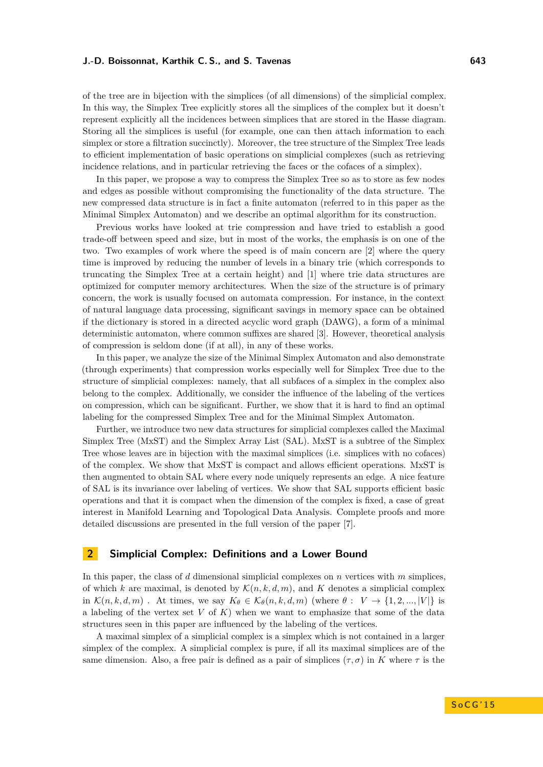of the tree are in bijection with the simplices (of all dimensions) of the simplicial complex. In this way, the Simplex Tree explicitly stores all the simplices of the complex but it doesn't represent explicitly all the incidences between simplices that are stored in the Hasse diagram. Storing all the simplices is useful (for example, one can then attach information to each simplex or store a filtration succinctly). Moreover, the tree structure of the Simplex Tree leads to efficient implementation of basic operations on simplicial complexes (such as retrieving incidence relations, and in particular retrieving the faces or the cofaces of a simplex).

In this paper, we propose a way to compress the Simplex Tree so as to store as few nodes and edges as possible without compromising the functionality of the data structure. The new compressed data structure is in fact a finite automaton (referred to in this paper as the Minimal Simplex Automaton) and we describe an optimal algorithm for its construction.

Previous works have looked at trie compression and have tried to establish a good trade-off between speed and size, but in most of the works, the emphasis is on one of the two. Two examples of work where the speed is of main concern are [2] where the query time is improved by reducing the number of levels in a binary trie (which corresponds to truncating the Simplex Tree at a certain height) and [1] where trie data structures are optimized for computer memory architectures. When the size of the structure is of primary concern, the work is usually focused on automata compression. For instance, in the context of natural language data processing, significant savings in memory space can be obtained if the dictionary is stored in a directed acyclic word graph (DAWG), a form of a minimal deterministic automaton, where common suffixes are shared [3]. However, theoretical analysis of compression is seldom done (if at all), in any of these works.

In this paper, we analyze the size of the Minimal Simplex Automaton and also demonstrate (through experiments) that compression works especially well for Simplex Tree due to the structure of simplicial complexes: namely, that all subfaces of a simplex in the complex also belong to the complex. Additionally, we consider the influence of the labeling of the vertices on compression, which can be significant. Further, we show that it is hard to find an optimal labeling for the compressed Simplex Tree and for the Minimal Simplex Automaton.

Further, we introduce two new data structures for simplicial complexes called the Maximal Simplex Tree (MxST) and the Simplex Array List (SAL). MxST is a subtree of the Simplex Tree whose leaves are in bijection with the maximal simplices (i.e. simplices with no cofaces) of the complex. We show that MxST is compact and allows efficient operations. MxST is then augmented to obtain SAL where every node uniquely represents an edge. A nice feature of SAL is its invariance over labeling of vertices. We show that SAL supports efficient basic operations and that it is compact when the dimension of the complex is fixed, a case of great interest in Manifold Learning and Topological Data Analysis. Complete proofs and more detailed discussions are presented in the full version of the paper [7].

## 2 Simplicial Complex: Definitions and a Lower Bound

In this paper, the class of $d$ dimensional simplicial complexes on $n$ vertices with $m$ simplices, of which $k$ are maximal, is denoted by $\mathcal{K}(n,k,d,m)$, and $K$ denotes a simplicial complex in $\mathcal{K}(n,k,d,m)$ . At times, we say $K_\theta \in \mathcal{K}_\theta(n,k,d,m)$ (where $\theta : V \to \{1,2,...,|V|\}$ is a labeling of the vertex set $V$ of $K$) when we want to emphasize that some of the data structures seen in this paper are influenced by the labeling of the vertices.

A maximal simplex of a simplicial complex is a simplex which is not contained in a larger simplex of the complex. A simplicial complex is pure, if all its maximal simplices are of the same dimension. Also, a free pair is defined as a pair of simplices $(\tau,\sigma)$ in $K$ where $\tau$ is the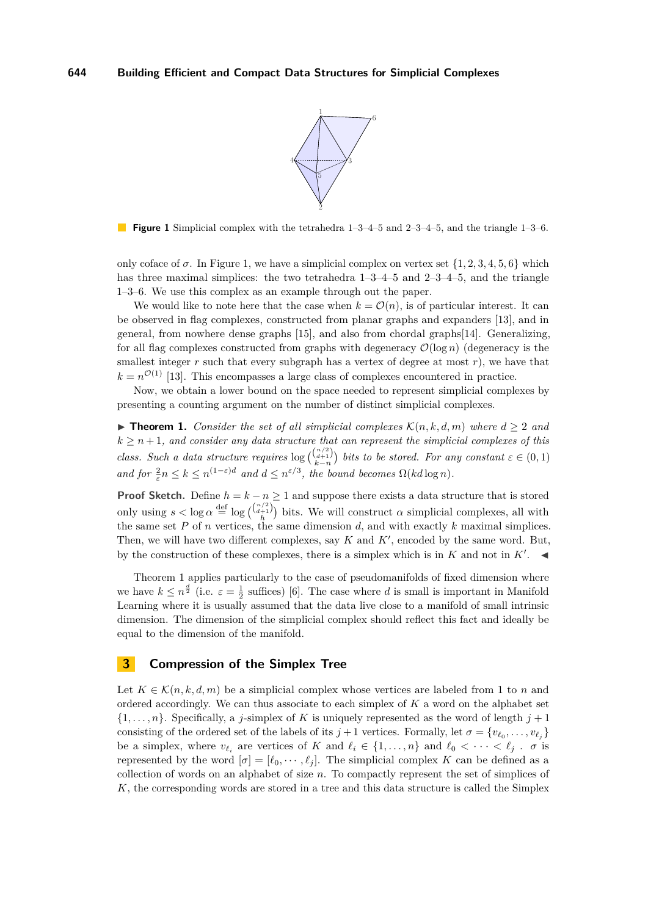**Figure 1** Simplicial complex with the tetrahedra 1–3–4–5 and 2–3–4–5, and the triangle 1–3–6.

only coface of $\sigma$. In Figure 1, we have a simplicial complex on vertex set $\{1, 2, 3, 4, 5, 6\}$ which has three maximal simplices: the two tetrahedra 1–3–4–5 and 2–3–4–5, and the triangle 1–3–6. We use this complex as an example through out the paper.

We would like to note here that the case when $k = \mathcal{O}(n)$, is of particular interest. It can be observed in flag complexes, constructed from planar graphs and expanders [13], and in general, from nowhere dense graphs [15], and also from chordal graphs[14]. Generalizing, for all flag complexes constructed from graphs with degeneracy $\mathcal{O}(\log n)$ (degeneracy is the smallest integer $r$ such that every subgraph has a vertex of degree at most $r$), we have that $k = n^{\mathcal{O}(1)}$ [13]. This encompasses a large class of complexes encountered in practice.

Now, we obtain a lower bound on the space needed to represent simplicial complexes by presenting a counting argument on the number of distinct simplicial complexes.

▶ **Theorem 1.** *Consider the set of all simplicial complexes $\mathcal{K}(n, k, d, m)$ where $d \geq 2$ and $k \geq n + 1$, and consider any data structure that can represent the simplicial complexes of this class. Such a data structure requires $\log \binom{\binom{n/2}{d+1}}{k-n}$ bits to be stored. For any constant $\varepsilon \in (0, 1)$ and for $\frac{2}{\varepsilon} n \leq k \leq n^{(1-\varepsilon)d}$ and $d \leq n^{\varepsilon/3}$, the bound becomes $\Omega(kd \log n)$.*

**Proof Sketch.** Define $h = k - n \geq 1$ and suppose there exists a data structure that is stored only using $s < \log \alpha \stackrel{\text{def}}{=} \log \binom{\binom{n/2}{d+1}}{h}$ bits. We will construct $\alpha$ simplicial complexes, all with the same set $P$ of $n$ vertices, the same dimension $d$, and with exactly $k$ maximal simplices. Then, we will have two different complexes, say $K$ and $K'$, encoded by the same word. But, by the construction of these complexes, there is a simplex which is in $K$ and not in $K'$. ◀

Theorem 1 applies particularly to the case of pseudomanifolds of fixed dimension where we have $k \leq n^{\frac{d}{2}}$ (i.e. $\varepsilon = \frac{1}{2}$ suffices) [6]. The case where $d$ is small is important in Manifold Learning where it is usually assumed that the data live close to a manifold of small intrinsic dimension. The dimension of the simplicial complex should reflect this fact and ideally be equal to the dimension of the manifold.

## 3 Compression of the Simplex Tree

Let $K \in \mathcal{K}(n, k, d, m)$ be a simplicial complex whose vertices are labeled from 1 to $n$ and ordered accordingly. We can thus associate to each simplex of $K$ a word on the alphabet set $\{1, \ldots, n\}$. Specifically, a $j$-simplex of $K$ is uniquely represented as the word of length $j + 1$ consisting of the ordered set of the labels of its $j + 1$ vertices. Formally, let $\sigma = \{v_{\ell_0}, \ldots, v_{\ell_j}\}$ be a simplex, where $v_{\ell_i}$ are vertices of $K$ and $\ell_i \in \{1, \ldots, n\}$ and $\ell_0 < \cdots < \ell_j$ . $\sigma$ is represented by the word $[\sigma] = [\ell_0, \cdots, \ell_j]$. The simplicial complex $K$ can be defined as a collection of words on an alphabet of size $n$. To compactly represent the set of simplices of $K$, the corresponding words are stored in a tree and this data structure is called the Simplex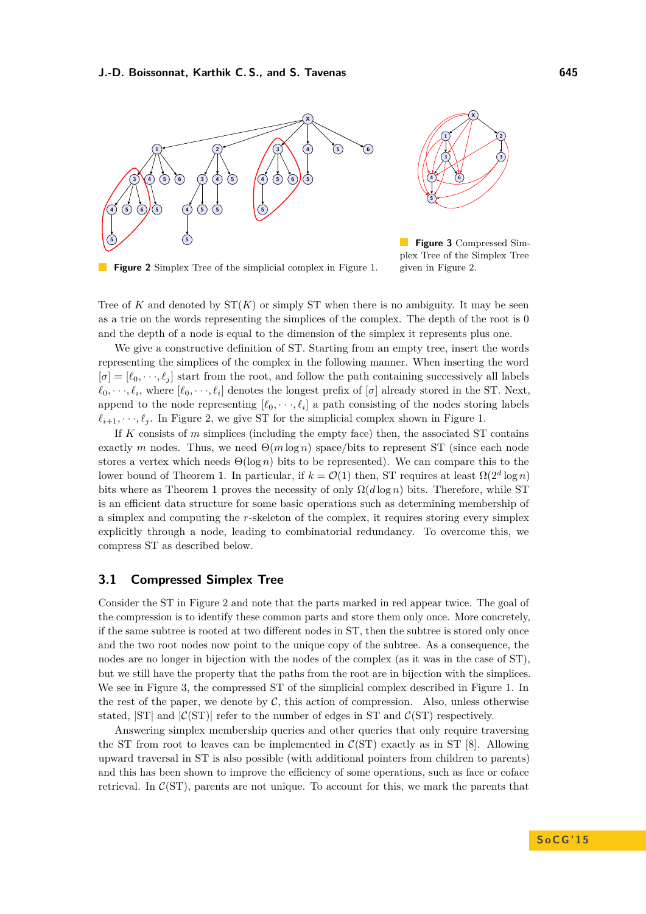**Figure 2** Simplex Tree of the simplicial complex in Figure 1.

**Figure 3** Compressed Simplex Tree of the Simplex Tree given in Figure 2.

Tree of $K$ and denoted by $\mathrm{ST}(K)$ or simply ST when there is no ambiguity. It may be seen as a trie on the words representing the simplices of the complex. The depth of the root is 0 and the depth of a node is equal to the dimension of the simplex it represents plus one.

We give a constructive definition of ST. Starting from an empty tree, insert the words representing the simplices of the complex in the following manner. When inserting the word $[\sigma] = [\ell_0, \cdots, \ell_j]$ start from the root, and follow the path containing successively all labels $\ell_0, \cdots, \ell_i$, where $[\ell_0, \cdots, \ell_i]$ denotes the longest prefix of $[\sigma]$ already stored in the ST. Next, append to the node representing $[\ell_0, \cdots, \ell_i]$ a path consisting of the nodes storing labels $\ell_{i+1}, \cdots, \ell_j$. In Figure 2, we give ST for the simplicial complex shown in Figure 1.

If $K$ consists of $m$ simplices (including the empty face) then, the associated ST contains exactly $m$ nodes. Thus, we need $\Theta(m \log n)$ space/bits to represent ST (since each node stores a vertex which needs $\Theta(\log n)$ bits to be represented). We can compare this to the lower bound of Theorem 1. In particular, if $k = \mathcal{O}(1)$ then, ST requires at least $\Omega(2^d \log n)$ bits where as Theorem 1 proves the necessity of only $\Omega(d \log n)$ bits. Therefore, while ST is an efficient data structure for some basic operations such as determining membership of a simplex and computing the $r$-skeleton of the complex, it requires storing every simplex explicitly through a node, leading to combinatorial redundancy. To overcome this, we compress ST as described below.

## 3.1 Compressed Simplex Tree

Consider the ST in Figure 2 and note that the parts marked in red appear twice. The goal of the compression is to identify these common parts and store them only once. More concretely, if the same subtree is rooted at two different nodes in ST, then the subtree is stored only once and the two root nodes now point to the unique copy of the subtree. As a consequence, the nodes are no longer in bijection with the nodes of the complex (as it was in the case of ST), but we still have the property that the paths from the root are in bijection with the simplices. We see in Figure 3, the compressed ST of the simplicial complex described in Figure 1. In the rest of the paper, we denote by $\mathcal{C}$, this action of compression. Also, unless otherwise stated, $|\mathrm{ST}|$ and $|\mathcal{C}(\mathrm{ST})|$ refer to the number of edges in ST and $\mathcal{C}(\mathrm{ST})$ respectively.

Answering simplex membership queries and other queries that only require traversing the ST from root to leaves can be implemented in $\mathcal{C}(\mathrm{ST})$ exactly as in ST [8]. Allowing upward traversal in ST is also possible (with additional pointers from children to parents) and this has been shown to improve the efficiency of some operations, such as face or coface retrieval. In $\mathcal{C}(\mathrm{ST})$, parents are not unique. To account for this, we mark the parents that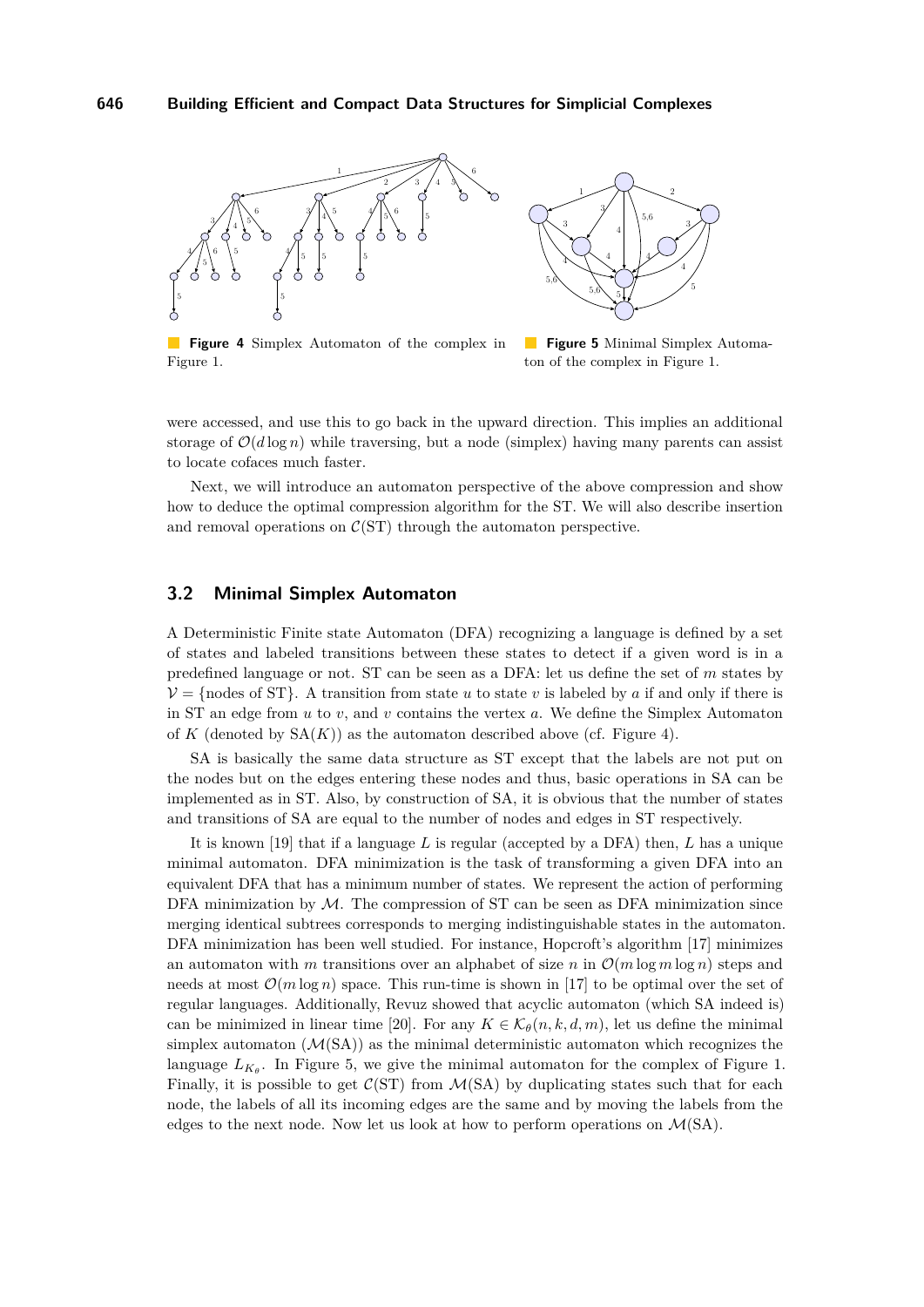**Figure 4** Simplex Automaton of the complex in Figure 1.

**Figure 5** Minimal Simplex Automaton of the complex in Figure 1.

were accessed, and use this to go back in the upward direction. This implies an additional storage of $\mathcal{O}(d \log n)$ while traversing, but a node (simplex) having many parents can assist to locate cofaces much faster.

Next, we will introduce an automaton perspective of the above compression and show how to deduce the optimal compression algorithm for the ST. We will also describe insertion and removal operations on $\mathcal{C}(\text{ST})$ through the automaton perspective.

## 3.2 Minimal Simplex Automaton

A Deterministic Finite state Automaton (DFA) recognizing a language is defined by a set of states and labeled transitions between these states to detect if a given word is in a predefined language or not. ST can be seen as a DFA: let us define the set of $m$ states by $\mathcal{V} = \{\text{nodes of ST}\}$. A transition from state $u$ to state $v$ is labeled by $a$ if and only if there is in ST an edge from $u$ to $v$, and $v$ contains the vertex $a$. We define the Simplex Automaton of $K$ (denoted by $\text{SA}(K)$) as the automaton described above (cf. Figure 4).

SA is basically the same data structure as ST except that the labels are not put on the nodes but on the edges entering these nodes and thus, basic operations in SA can be implemented as in ST. Also, by construction of SA, it is obvious that the number of states and transitions of SA are equal to the number of nodes and edges in ST respectively.

It is known [19] that if a language $L$ is regular (accepted by a DFA) then, $L$ has a unique minimal automaton. DFA minimization is the task of transforming a given DFA into an equivalent DFA that has a minimum number of states. We represent the action of performing DFA minimization by $\mathcal{M}$. The compression of ST can be seen as DFA minimization since merging identical subtrees corresponds to merging indistinguishable states in the automaton. DFA minimization has been well studied. For instance, Hopcroft's algorithm [17] minimizes an automaton with $m$ transitions over an alphabet of size $n$ in $\mathcal{O}(m \log m \log n)$ steps and needs at most $\mathcal{O}(m \log n)$ space. This run-time is shown in [17] to be optimal over the set of regular languages. Additionally, Revuz showed that acyclic automaton (which SA indeed is) can be minimized in linear time [20]. For any $K \in \mathcal{K}_\theta(n, k, d, m)$, let us define the minimal simplex automaton ($\mathcal{M}(\text{SA})$) as the minimal deterministic automaton which recognizes the language $L_{K_\theta}$. In Figure 5, we give the minimal automaton for the complex of Figure 1. Finally, it is possible to get $\mathcal{C}(\text{ST})$ from $\mathcal{M}(\text{SA})$ by duplicating states such that for each node, the labels of all its incoming edges are the same and by moving the labels from the edges to the next node. Now let us look at how to perform operations on $\mathcal{M}(\text{SA})$.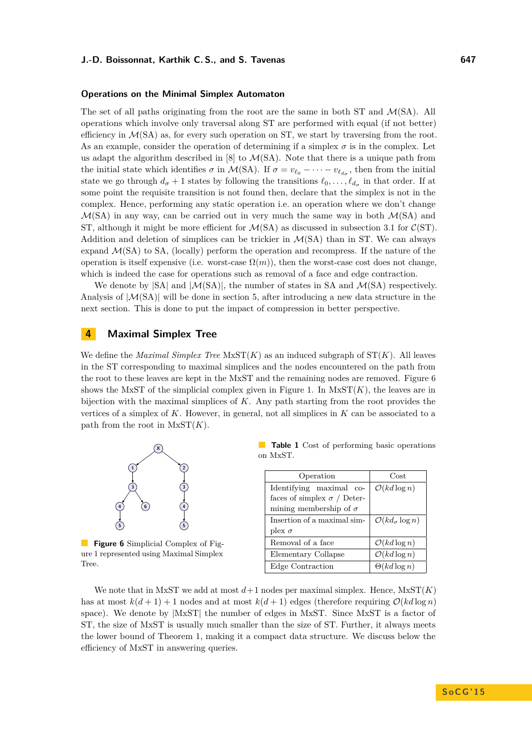### Operations on the Minimal Simplex Automaton

The set of all paths originating from the root are the same in both ST and $\mathcal{M}$(SA). All operations which involve only traversal along ST are performed with equal (if not better) efficiency in $\mathcal{M}$(SA) as, for every such operation on ST, we start by traversing from the root. As an example, consider the operation of determining if a simplex $\sigma$ is in the complex. Let us adapt the algorithm described in [8] to $\mathcal{M}$(SA). Note that there is a unique path from the initial state which identifies $\sigma$ in $\mathcal{M}$(SA). If $\sigma = v_{\ell_0} - \cdots - v_{\ell_{d_\sigma}}$, then from the initial state we go through $d_\sigma + 1$ states by following the transitions $\ell_0, \ldots, \ell_{d_\sigma}$ in that order. If at some point the requisite transition is not found then, declare that the simplex is not in the complex. Hence, performing any static operation i.e. an operation where we don't change $\mathcal{M}$(SA) in any way, can be carried out in very much the same way in both $\mathcal{M}$(SA) and ST, although it might be more efficient for $\mathcal{M}$(SA) as discussed in subsection 3.1 for $\mathcal{C}$(ST). Addition and deletion of simplices can be trickier in $\mathcal{M}$(SA) than in ST. We can always expand $\mathcal{M}$(SA) to SA, (locally) perform the operation and recompress. If the nature of the operation is itself expensive (i.e. worst-case $\Omega(m)$), then the worst-case cost does not change, which is indeed the case for operations such as removal of a face and edge contraction.

We denote by |SA| and $|\mathcal{M}(\text{SA})|$, the number of states in SA and $\mathcal{M}$(SA) respectively. Analysis of $|\mathcal{M}(\text{SA})|$ will be done in section 5, after introducing a new data structure in the next section. This is done to put the impact of compression in better perspective.

## 4 Maximal Simplex Tree

We define the *Maximal Simplex Tree* MxST($K$) as an induced subgraph of ST($K$). All leaves in the ST corresponding to maximal simplices and the nodes encountered on the path from the root to these leaves are kept in the MxST and the remaining nodes are removed. Figure 6 shows the MxST of the simplicial complex given in Figure 1. In MxST($K$), the leaves are in bijection with the maximal simplices of $K$. Any path starting from the root provides the vertices of a simplex of $K$. However, in general, not all simplices in $K$ can be associated to a path from the root in MxST($K$).

**Figure 6** Simplicial Complex of Figure 1 represented using Maximal Simplex Tree.

**Table 1** Cost of performing basic operations on MxST.

| Operation | Cost |
| --- | --- |
| Identifying maximal co-faces of simplex $\sigma$ / Determining membership of $\sigma$ | $\mathcal{O}(kd \log n)$ |
| Insertion of a maximal simplex $\sigma$ | $\mathcal{O}(kd_\sigma \log n)$ |
| Removal of a face | $\mathcal{O}(kd \log n)$ |
| Elementary Collapse | $\mathcal{O}(kd \log n)$ |
| Edge Contraction | $\Theta(kd \log n)$ |

We note that in MxST we add at most $d+1$ nodes per maximal simplex. Hence, MxST($K$) has at most $k(d+1)+1$ nodes and at most $k(d+1)$ edges (therefore requiring $\mathcal{O}(kd \log n)$ space). We denote by |MxST| the number of edges in MxST. Since MxST is a factor of ST, the size of MxST is usually much smaller than the size of ST. Further, it always meets the lower bound of Theorem 1, making it a compact data structure. We discuss below the efficiency of MxST in answering queries.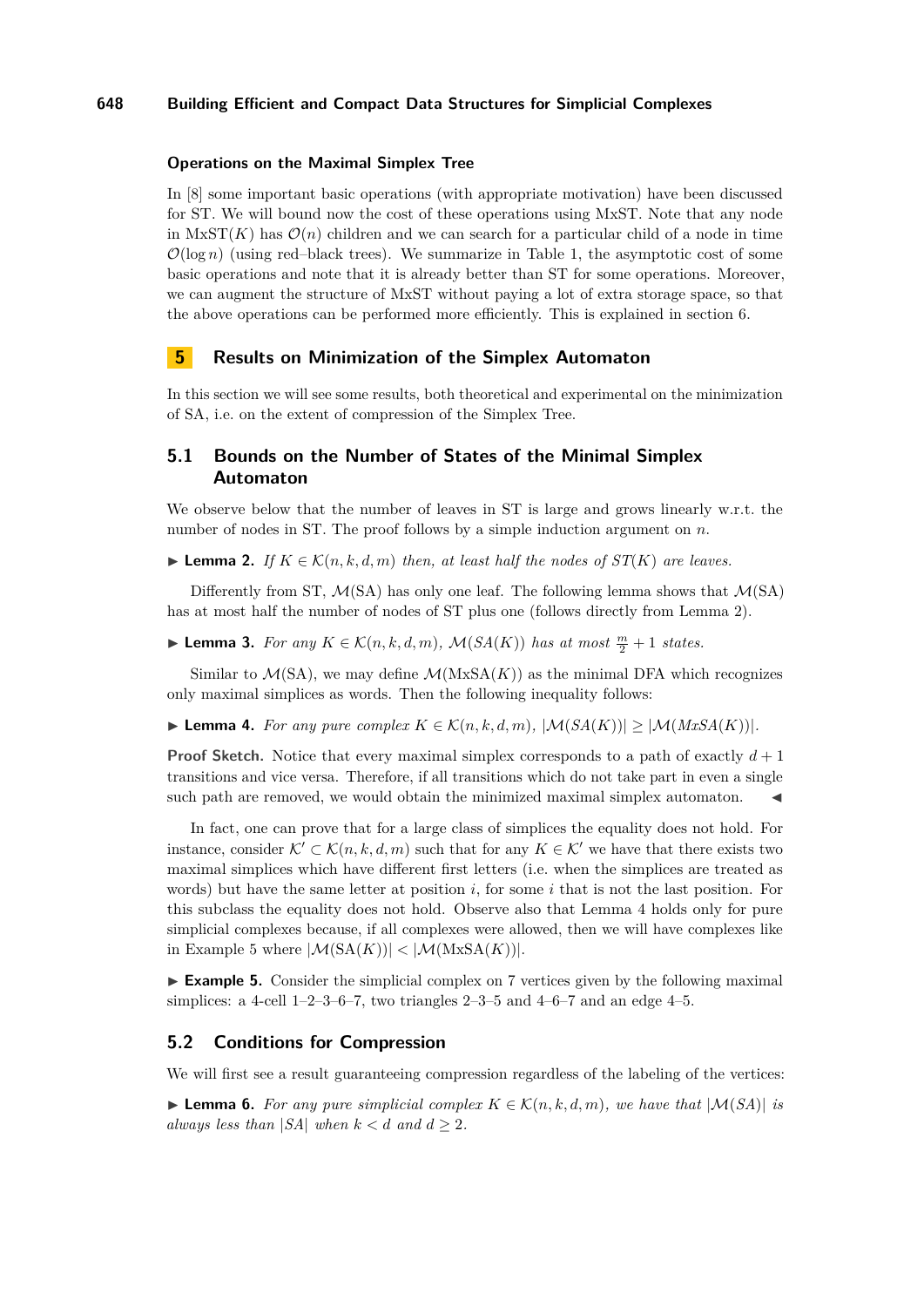### Operations on the Maximal Simplex Tree

In [8] some important basic operations (with appropriate motivation) have been discussed for ST. We will bound now the cost of these operations using MxST. Note that any node in MxST($K$) has $\mathcal{O}(n)$ children and we can search for a particular child of a node in time $\mathcal{O}(\log n)$ (using red–black trees). We summarize in Table 1, the asymptotic cost of some basic operations and note that it is already better than ST for some operations. Moreover, we can augment the structure of MxST without paying a lot of extra storage space, so that the above operations can be performed more efficiently. This is explained in section 6.

## 5 Results on Minimization of the Simplex Automaton

In this section we will see some results, both theoretical and experimental on the minimization of SA, i.e. on the extent of compression of the Simplex Tree.

### 5.1 Bounds on the Number of States of the Minimal Simplex Automaton

We observe below that the number of leaves in ST is large and grows linearly w.r.t. the number of nodes in ST. The proof follows by a simple induction argument on $n$.

▶ **Lemma 2.** *If $K \in \mathcal{K}(n, k, d, m)$ then, at least half the nodes of $ST(K)$ are leaves.*

Differently from ST, $\mathcal{M}$(SA) has only one leaf. The following lemma shows that $\mathcal{M}$(SA) has at most half the number of nodes of ST plus one (follows directly from Lemma 2).

▶ **Lemma 3.** *For any $K \in \mathcal{K}(n, k, d, m)$, $\mathcal{M}(SA(K))$ has at most $\frac{m}{2} + 1$ states.*

Similar to $\mathcal{M}$(SA), we may define $\mathcal{M}$(MxSA($K$)) as the minimal DFA which recognizes only maximal simplices as words. Then the following inequality follows:

▶ **Lemma 4.** *For any pure complex $K \in \mathcal{K}(n, k, d, m)$, $|\mathcal{M}(SA(K))| \geq |\mathcal{M}(MxSA(K))|$.*

**Proof Sketch.** Notice that every maximal simplex corresponds to a path of exactly $d + 1$ transitions and vice versa. Therefore, if all transitions which do not take part in even a single such path are removed, we would obtain the minimized maximal simplex automaton. ◀

In fact, one can prove that for a large class of simplices the equality does not hold. For instance, consider $\mathcal{K}' \subset \mathcal{K}(n, k, d, m)$ such that for any $K \in \mathcal{K}'$ we have that there exists two maximal simplices which have different first letters (i.e. when the simplices are treated as words) but have the same letter at position $i$, for some $i$ that is not the last position. For this subclass the equality does not hold. Observe also that Lemma 4 holds only for pure simplicial complexes because, if all complexes were allowed, then we will have complexes like in Example 5 where $|\mathcal{M}(\text{SA}(K))| < |\mathcal{M}(\text{MxSA}(K))|$.

▶ **Example 5.** Consider the simplicial complex on 7 vertices given by the following maximal simplices: a 4-cell 1–2–3–6–7, two triangles 2–3–5 and 4–6–7 and an edge 4–5.

### 5.2 Conditions for Compression

We will first see a result guaranteeing compression regardless of the labeling of the vertices:

▶ **Lemma 6.** *For any pure simplicial complex $K \in \mathcal{K}(n, k, d, m)$, we have that $|\mathcal{M}(SA)|$ is always less than $|SA|$ when $k < d$ and $d \geq 2$.*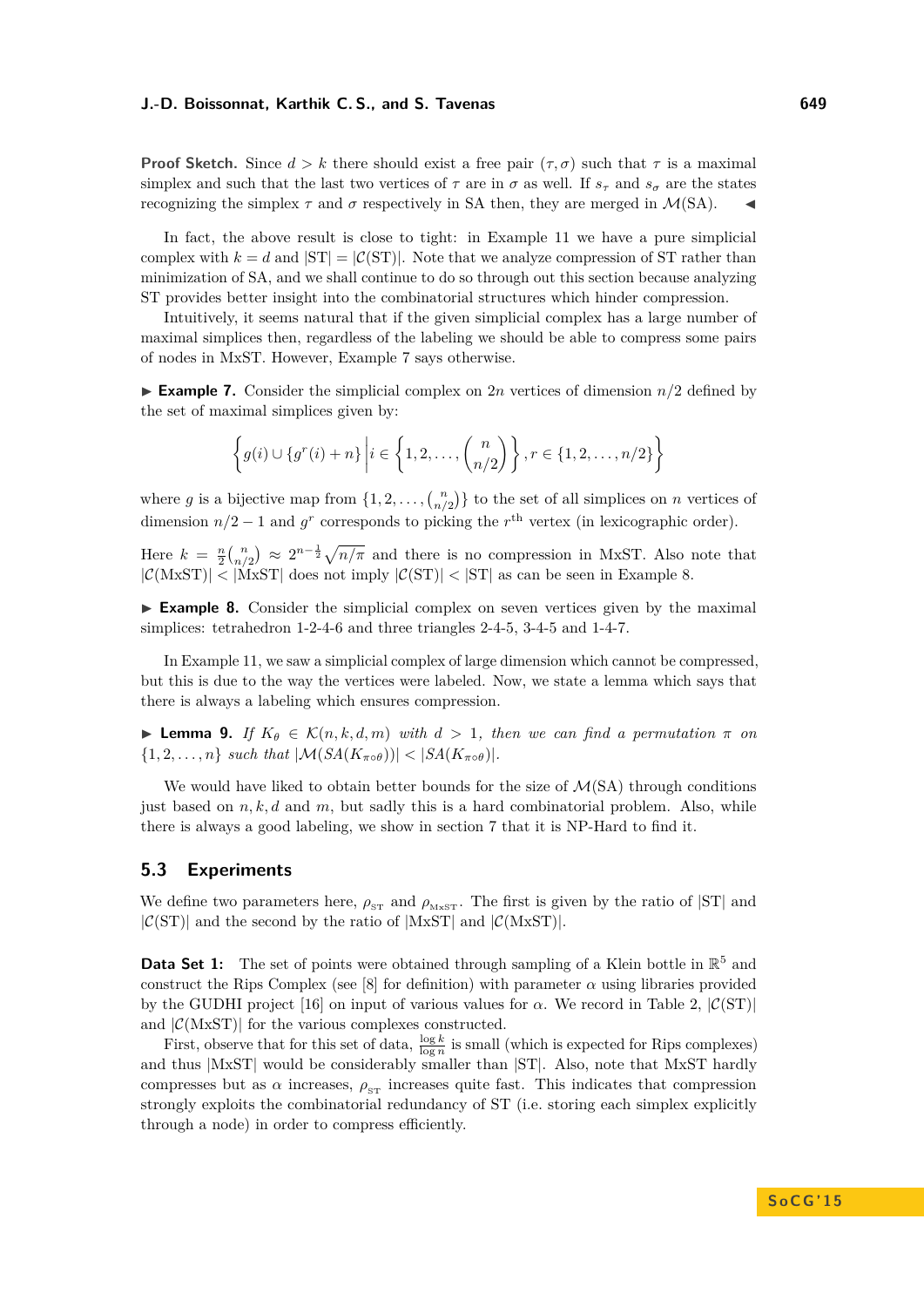**Proof Sketch.** Since $d > k$ there should exist a free pair $(\tau, \sigma)$ such that $\tau$ is a maximal simplex and such that the last two vertices of $\tau$ are in $\sigma$ as well. If $s_\tau$ and $s_\sigma$ are the states recognizing the simplex $\tau$ and $\sigma$ respectively in SA then, they are merged in $\mathcal{M}(\text{SA})$. ◀

In fact, the above result is close to tight: in Example 11 we have a pure simplicial complex with $k = d$ and $|\text{ST}| = |\mathcal{C}(\text{ST})|$. Note that we analyze compression of ST rather than minimization of SA, and we shall continue to do so through out this section because analyzing ST provides better insight into the combinatorial structures which hinder compression.

Intuitively, it seems natural that if the given simplicial complex has a large number of maximal simplices then, regardless of the labeling we should be able to compress some pairs of nodes in MxST. However, Example 7 says otherwise.

▶ **Example 7.** Consider the simplicial complex on $2n$ vertices of dimension $n/2$ defined by the set of maximal simplices given by:

$$\left\{ g(i) \cup \{g^r(i) + n\} \middle| i \in \left\{1, 2, \ldots, \binom{n}{n/2}\right\}, r \in \{1, 2, \ldots, n/2\} \right\}$$

where $g$ is a bijective map from $\{1, 2, \ldots, \binom{n}{n/2}\}$ to the set of all simplices on $n$ vertices of dimension $n/2 - 1$ and $g^r$ corresponds to picking the $r^{\text{th}}$ vertex (in lexicographic order).

Here $k = \frac{n}{2}\binom{n}{n/2} \approx 2^{n-\frac{1}{2}}\sqrt{n/\pi}$ and there is no compression in MxST. Also note that $|\mathcal{C}(\text{MxST})| < |\text{MxST}|$ does not imply $|\mathcal{C}(\text{ST})| < |\text{ST}|$ as can be seen in Example 8.

▶ **Example 8.** Consider the simplicial complex on seven vertices given by the maximal simplices: tetrahedron 1-2-4-6 and three triangles 2-4-5, 3-4-5 and 1-4-7.

In Example 11, we saw a simplicial complex of large dimension which cannot be compressed, but this is due to the way the vertices were labeled. Now, we state a lemma which says that there is always a labeling which ensures compression.

▶ **Lemma 9.** *If $K_\theta \in \mathcal{K}(n, k, d, m)$ with $d > 1$, then we can find a permutation $\pi$ on $\{1, 2, \ldots, n\}$ such that $|\mathcal{M}(SA(K_{\pi\circ\theta}))| < |SA(K_{\pi\circ\theta})|$.*

We would have liked to obtain better bounds for the size of $\mathcal{M}(\text{SA})$ through conditions just based on $n, k, d$ and $m$, but sadly this is a hard combinatorial problem. Also, while there is always a good labeling, we show in section 7 that it is NP-Hard to find it.

## 5.3 Experiments

We define two parameters here, $\rho_{\text{ST}}$ and $\rho_{\text{MxST}}$. The first is given by the ratio of $|\text{ST}|$ and $|\mathcal{C}(\text{ST})|$ and the second by the ratio of $|\text{MxST}|$ and $|\mathcal{C}(\text{MxST})|$.

**Data Set 1:** The set of points were obtained through sampling of a Klein bottle in $\mathbb{R}^5$ and construct the Rips Complex (see [8] for definition) with parameter $\alpha$ using libraries provided by the GUDHI project [16] on input of various values for $\alpha$. We record in Table 2, $|\mathcal{C}(\text{ST})|$ and $|\mathcal{C}(\text{MxST})|$ for the various complexes constructed.

First, observe that for this set of data, $\frac{\log k}{\log n}$ is small (which is expected for Rips complexes) and thus $|\text{MxST}|$ would be considerably smaller than $|\text{ST}|$. Also, note that MxST hardly compresses but as $\alpha$ increases, $\rho_{\text{ST}}$ increases quite fast. This indicates that compression strongly exploits the combinatorial redundancy of ST (i.e. storing each simplex explicitly through a node) in order to compress efficiently.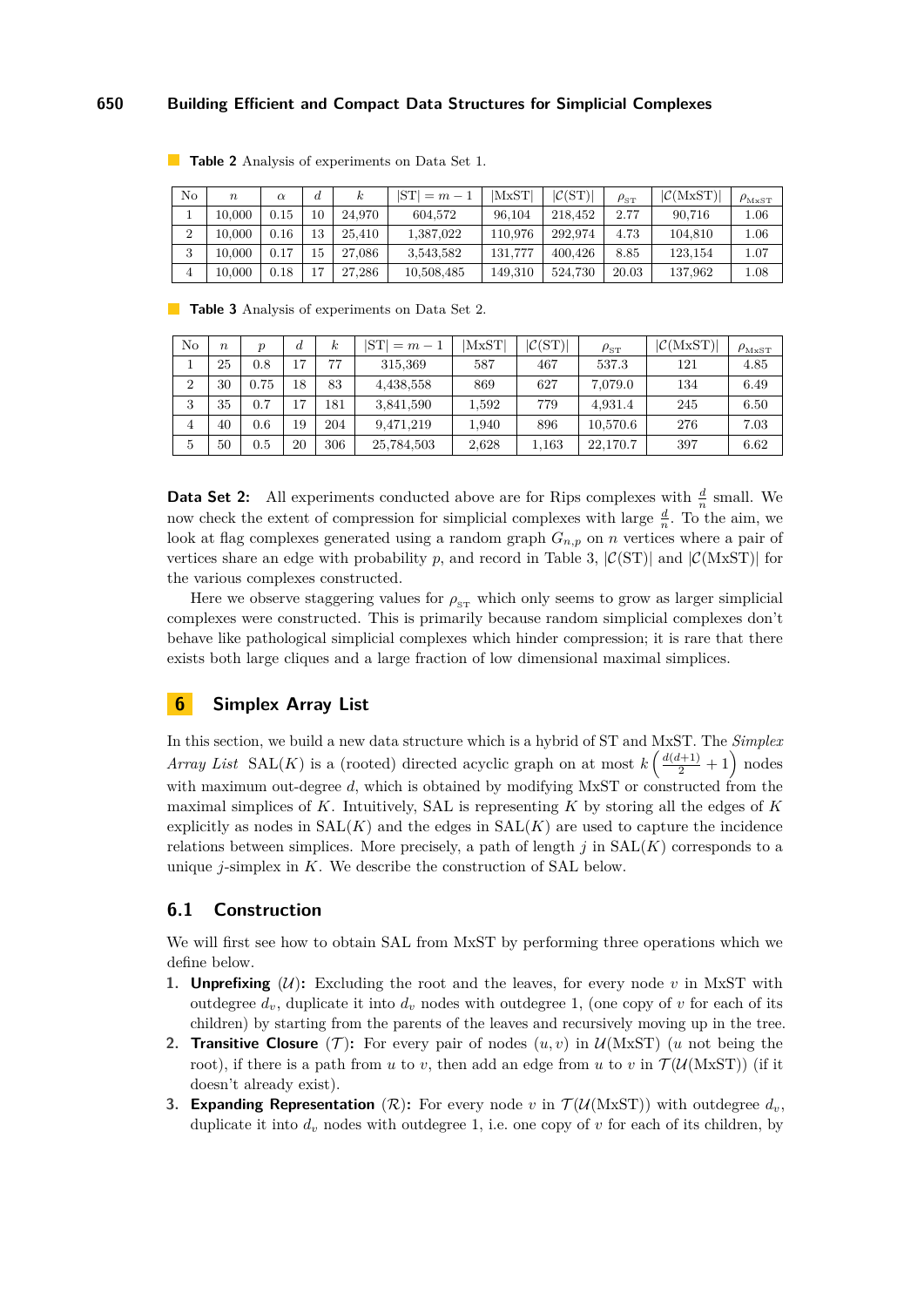**Table 2** Analysis of experiments on Data Set 1.

| No | $n$ | $\alpha$ | $d$ | $k$ | $\lvert\text{ST}\rvert = m-1$ | $\lvert\text{MxST}\rvert$ | $\lvert\mathcal{C}(\text{ST})\rvert$ | $\rho_{\text{ST}}$ | $\lvert\mathcal{C}(\text{MxST})\rvert$ | $\rho_{\text{MxST}}$ |
|---|---|---|---|---|---|---|---|---|---|---|
| 1 | 10,000 | 0.15 | 10 | 24,970 | 604,572 | 96,104 | 218,452 | 2.77 | 90,716 | 1.06 |
| 2 | 10,000 | 0.16 | 13 | 25,410 | 1,387,022 | 110,976 | 292,974 | 4.73 | 104,810 | 1.06 |
| 3 | 10,000 | 0.17 | 15 | 27,086 | 3,543,582 | 131,777 | 400,426 | 8.85 | 123,154 | 1.07 |
| 4 | 10,000 | 0.18 | 17 | 27,286 | 10,508,485 | 149,310 | 524,730 | 20.03 | 137,962 | 1.08 |

**Table 3** Analysis of experiments on Data Set 2.

| No | $n$ | $p$ | $d$ | $k$ | $\lvert\text{ST}\rvert = m-1$ | $\lvert\text{MxST}\rvert$ | $\lvert\mathcal{C}(\text{ST})\rvert$ | $\rho_{\text{ST}}$ | $\lvert\mathcal{C}(\text{MxST})\rvert$ | $\rho_{\text{MxST}}$ |
|---|---|---|---|---|---|---|---|---|---|---|
| 1 | 25 | 0.8 | 17 | 77 | 315,369 | 587 | 467 | 537.3 | 121 | 4.85 |
| 2 | 30 | 0.75 | 18 | 83 | 4,438,558 | 869 | 627 | 7,079.0 | 134 | 6.49 |
| 3 | 35 | 0.7 | 17 | 181 | 3,841,590 | 1,592 | 779 | 4,931.4 | 245 | 6.50 |
| 4 | 40 | 0.6 | 19 | 204 | 9,471,219 | 1,940 | 896 | 10,570.6 | 276 | 7.03 |
| 5 | 50 | 0.5 | 20 | 306 | 25,784,503 | 2,628 | 1,163 | 22,170.7 | 397 | 6.62 |

**Data Set 2:** All experiments conducted above are for Rips complexes with $\frac{d}{n}$ small. We now check the extent of compression for simplicial complexes with large $\frac{d}{n}$. To the aim, we look at flag complexes generated using a random graph $G_{n,p}$ on $n$ vertices where a pair of vertices share an edge with probability $p$, and record in Table 3, $|\mathcal{C}(\text{ST})|$ and $|\mathcal{C}(\text{MxST})|$ for the various complexes constructed.

Here we observe staggering values for $\rho_{\text{ST}}$ which only seems to grow as larger simplicial complexes were constructed. This is primarily because random simplicial complexes don't behave like pathological simplicial complexes which hinder compression; it is rare that there exists both large cliques and a large fraction of low dimensional maximal simplices.

## 6 Simplex Array List

In this section, we build a new data structure which is a hybrid of ST and MxST. The *Simplex Array List* SAL$(K)$ is a (rooted) directed acyclic graph on at most $k\left(\frac{d(d+1)}{2}+1\right)$ nodes with maximum out-degree $d$, which is obtained by modifying MxST or constructed from the maximal simplices of $K$. Intuitively, SAL is representing $K$ by storing all the edges of $K$ explicitly as nodes in SAL$(K)$ and the edges in SAL$(K)$ are used to capture the incidence relations between simplices. More precisely, a path of length $j$ in SAL$(K)$ corresponds to a unique $j$-simplex in $K$. We describe the construction of SAL below.

### 6.1 Construction

We will first see how to obtain SAL from MxST by performing three operations which we define below.

1. **Unprefixing** $(\mathcal{U})$**:** Excluding the root and the leaves, for every node $v$ in MxST with outdegree $d_v$, duplicate it into $d_v$ nodes with outdegree 1, (one copy of $v$ for each of its children) by starting from the parents of the leaves and recursively moving up in the tree.
2. **Transitive Closure** $(\mathcal{T})$**:** For every pair of nodes $(u, v)$ in $\mathcal{U}(\text{MxST})$ ($u$ not being the root), if there is a path from $u$ to $v$, then add an edge from $u$ to $v$ in $\mathcal{T}(\mathcal{U}(\text{MxST}))$ (if it doesn't already exist).
3. **Expanding Representation** $(\mathcal{R})$**:** For every node $v$ in $\mathcal{T}(\mathcal{U}(\text{MxST}))$ with outdegree $d_v$, duplicate it into $d_v$ nodes with outdegree 1, i.e. one copy of $v$ for each of its children, by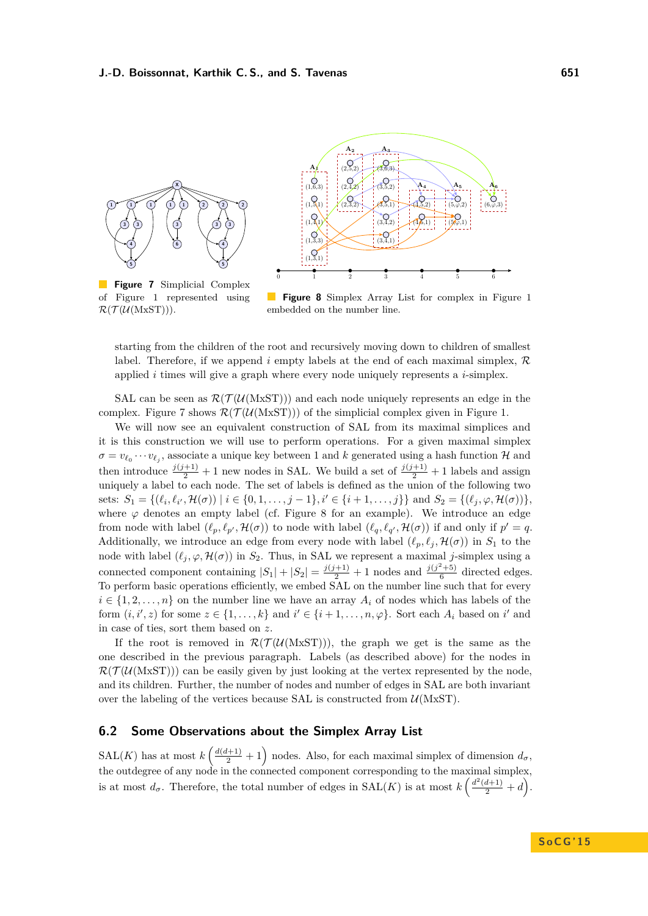**Figure 7** Simplicial Complex of Figure 1 represented using $\mathcal{R}(\mathcal{T}(\mathcal{U}(\text{MxST})))$.

**Figure 8** Simplex Array List for complex in Figure 1 embedded on the number line.

starting from the children of the root and recursively moving down to children of smallest label. Therefore, if we append $i$ empty labels at the end of each maximal simplex, $\mathcal{R}$ applied $i$ times will give a graph where every node uniquely represents a $i$-simplex.

SAL can be seen as $\mathcal{R}(\mathcal{T}(\mathcal{U}(\text{MxST})))$ and each node uniquely represents an edge in the complex. Figure 7 shows $\mathcal{R}(\mathcal{T}(\mathcal{U}(\text{MxST})))$ of the simplicial complex given in Figure 1.

We will now see an equivalent construction of SAL from its maximal simplices and it is this construction we will use to perform operations. For a given maximal simplex $\sigma = v_{\ell_0} \cdots v_{\ell_j}$, associate a unique key between 1 and $k$ generated using a hash function $\mathcal{H}$ and then introduce $\frac{j(j+1)}{2} + 1$ new nodes in SAL. We build a set of $\frac{j(j+1)}{2} + 1$ labels and assign uniquely a label to each node. The set of labels is defined as the union of the following two sets: $S_1 = \{(\ell_i, \ell_{i'}, \mathcal{H}(\sigma)) \mid i \in \{0, 1, \ldots, j-1\}, i' \in \{i+1, \ldots, j\}\}$ and $S_2 = \{(\ell_j, \varphi, \mathcal{H}(\sigma))\}$, where $\varphi$ denotes an empty label (cf. Figure 8 for an example). We introduce an edge from node with label $(\ell_p, \ell_{p'}, \mathcal{H}(\sigma))$ to node with label $(\ell_q, \ell_{q'}, \mathcal{H}(\sigma))$ if and only if $p' = q$. Additionally, we introduce an edge from every node with label $(\ell_p, \ell_j, \mathcal{H}(\sigma))$ in $S_1$ to the node with label $(\ell_j, \varphi, \mathcal{H}(\sigma))$ in $S_2$. Thus, in SAL we represent a maximal $j$-simplex using a connected component containing $|S_1| + |S_2| = \frac{j(j+1)}{2} + 1$ nodes and $\frac{j(j^2+5)}{6}$ directed edges. To perform basic operations efficiently, we embed SAL on the number line such that for every $i \in \{1, 2, \ldots, n\}$ on the number line we have an array $A_i$ of nodes which has labels of the form $(i, i', z)$ for some $z \in \{1, \ldots, k\}$ and $i' \in \{i+1, \ldots, n, \varphi\}$. Sort each $A_i$ based on $i'$ and in case of ties, sort them based on $z$.

If the root is removed in $\mathcal{R}(\mathcal{T}(\mathcal{U}(\text{MxST})))$, the graph we get is the same as the one described in the previous paragraph. Labels (as described above) for the nodes in $\mathcal{R}(\mathcal{T}(\mathcal{U}(\text{MxST})))$ can be easily given by just looking at the vertex represented by the node, and its children. Further, the number of nodes and number of edges in SAL are both invariant over the labeling of the vertices because SAL is constructed from $\mathcal{U}(\text{MxST})$.

## 6.2 Some Observations about the Simplex Array List

SAL($K$) has at most $k\left(\frac{d(d+1)}{2} + 1\right)$ nodes. Also, for each maximal simplex of dimension $d_\sigma$, the outdegree of any node in the connected component corresponding to the maximal simplex, is at most $d_\sigma$. Therefore, the total number of edges in SAL($K$) is at most $k\left(\frac{d^2(d+1)}{2} + d\right)$.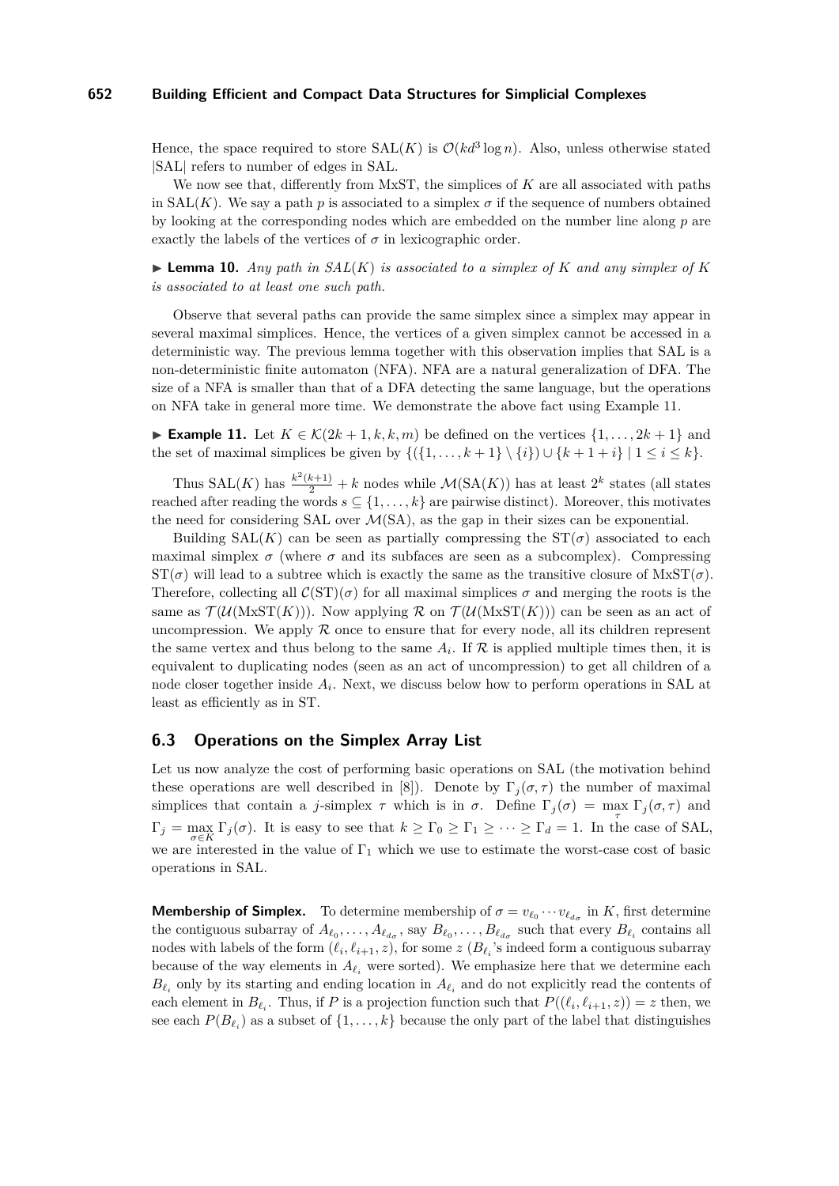Hence, the space required to store $\mathrm{SAL}(K)$ is $\mathcal{O}(kd^3 \log n)$. Also, unless otherwise stated $|\mathrm{SAL}|$ refers to number of edges in SAL.

We now see that, differently from MxST, the simplices of $K$ are all associated with paths in $\mathrm{SAL}(K)$. We say a path $p$ is associated to a simplex $\sigma$ if the sequence of numbers obtained by looking at the corresponding nodes which are embedded on the number line along $p$ are exactly the labels of the vertices of $\sigma$ in lexicographic order.

▶ **Lemma 10.** *Any path in $SAL(K)$ is associated to a simplex of $K$ and any simplex of $K$ is associated to at least one such path.*

Observe that several paths can provide the same simplex since a simplex may appear in several maximal simplices. Hence, the vertices of a given simplex cannot be accessed in a deterministic way. The previous lemma together with this observation implies that SAL is a non-deterministic finite automaton (NFA). NFA are a natural generalization of DFA. The size of a NFA is smaller than that of a DFA detecting the same language, but the operations on NFA take in general more time. We demonstrate the above fact using Example 11.

▶ **Example 11.** Let $K \in \mathcal{K}(2k+1, k, k, m)$ be defined on the vertices $\{1, \dots, 2k+1\}$ and the set of maximal simplices be given by $\{(\{1, \dots, k+1\} \setminus \{i\}) \cup \{k+1+i\} \mid 1 \le i \le k\}$.

Thus $\mathrm{SAL}(K)$ has $\frac{k^2(k+1)}{2} + k$ nodes while $\mathcal{M}(\mathrm{SA}(K))$ has at least $2^k$ states (all states reached after reading the words $s \subseteq \{1, \dots, k\}$ are pairwise distinct). Moreover, this motivates the need for considering SAL over $\mathcal{M}(\mathrm{SA})$, as the gap in their sizes can be exponential.

Building $\mathrm{SAL}(K)$ can be seen as partially compressing the $\mathrm{ST}(\sigma)$ associated to each maximal simplex $\sigma$ (where $\sigma$ and its subfaces are seen as a subcomplex). Compressing $\mathrm{ST}(\sigma)$ will lead to a subtree which is exactly the same as the transitive closure of $\mathrm{MxST}(\sigma)$. Therefore, collecting all $\mathcal{C}(\mathrm{ST})(\sigma)$ for all maximal simplices $\sigma$ and merging the roots is the same as $\mathcal{T}(\mathcal{U}(\mathrm{MxST}(K)))$. Now applying $\mathcal{R}$ on $\mathcal{T}(\mathcal{U}(\mathrm{MxST}(K)))$ can be seen as an act of uncompression. We apply $\mathcal{R}$ once to ensure that for every node, all its children represent the same vertex and thus belong to the same $A_i$. If $\mathcal{R}$ is applied multiple times then, it is equivalent to duplicating nodes (seen as an act of uncompression) to get all children of a node closer together inside $A_i$. Next, we discuss below how to perform operations in SAL at least as efficiently as in ST.

## 6.3 Operations on the Simplex Array List

Let us now analyze the cost of performing basic operations on SAL (the motivation behind these operations are well described in [8]). Denote by $\Gamma_j(\sigma, \tau)$ the number of maximal simplices that contain a $j$-simplex $\tau$ which is in $\sigma$. Define $\Gamma_j(\sigma) = \max_{\tau} \Gamma_j(\sigma, \tau)$ and $\Gamma_j = \max_{\sigma \in K} \Gamma_j(\sigma)$. It is easy to see that $k \ge \Gamma_0 \ge \Gamma_1 \ge \cdots \ge \Gamma_d = 1$. In the case of SAL, we are interested in the value of $\Gamma_1$ which we use to estimate the worst-case cost of basic operations in SAL.

**Membership of Simplex.** To determine membership of $\sigma = v_{\ell_0} \cdots v_{\ell_{d_\sigma}}$ in $K$, first determine the contiguous subarray of $A_{\ell_0}, \dots, A_{\ell_{d_\sigma}}$, say $B_{\ell_0}, \dots, B_{\ell_{d_\sigma}}$ such that every $B_{\ell_i}$ contains all nodes with labels of the form $(\ell_i, \ell_{i+1}, z)$, for some $z$ ($B_{\ell_i}$'s indeed form a contiguous subarray because of the way elements in $A_{\ell_i}$ were sorted). We emphasize here that we determine each $B_{\ell_i}$ only by its starting and ending location in $A_{\ell_i}$ and do not explicitly read the contents of each element in $B_{\ell_i}$. Thus, if $P$ is a projection function such that $P((\ell_i, \ell_{i+1}, z)) = z$ then, we see each $P(B_{\ell_i})$ as a subset of $\{1, \dots, k\}$ because the only part of the label that distinguishes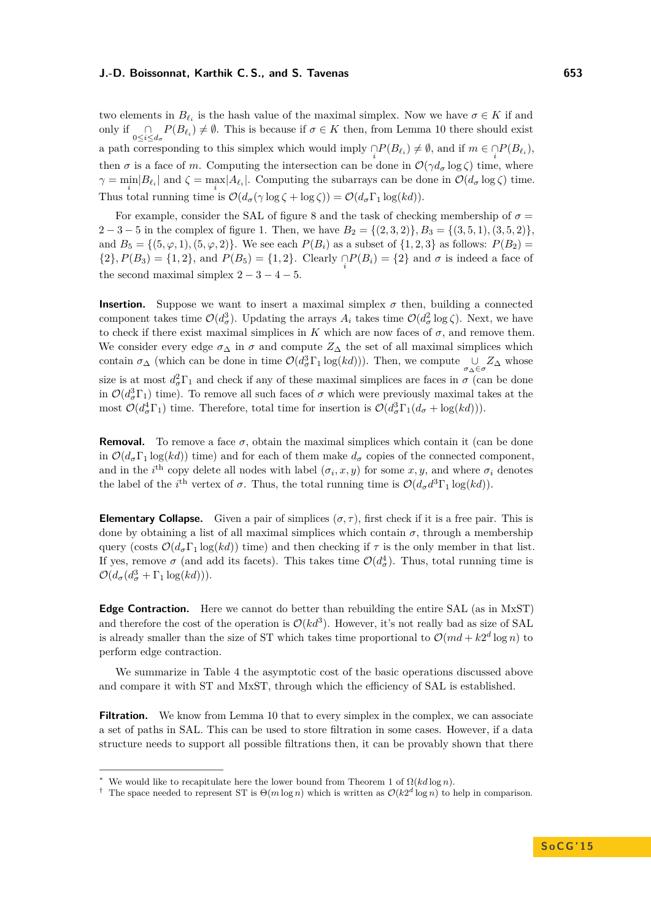two elements in $B_{\ell_i}$ is the hash value of the maximal simplex. Now we have $\sigma \in K$ if and only if $\bigcap_{0 \le i \le d_\sigma} P(B_{\ell_i}) \neq \emptyset$. This is because if $\sigma \in K$ then, from Lemma 10 there should exist a path corresponding to this simplex which would imply $\bigcap_i P(B_{\ell_i}) \neq \emptyset$, and if $m \in \bigcap_i P(B_{\ell_i})$, then $\sigma$ is a face of $m$. Computing the intersection can be done in $\mathcal{O}(\gamma d_\sigma \log \zeta)$ time, where $\gamma = \min_i |B_{\ell_i}|$ and $\zeta = \max_i |A_{\ell_i}|$. Computing the subarrays can be done in $\mathcal{O}(d_\sigma \log \zeta)$ time. Thus total running time is $\mathcal{O}(d_\sigma(\gamma \log \zeta + \log \zeta)) = \mathcal{O}(d_\sigma \Gamma_1 \log(kd))$.

For example, consider the SAL of figure 8 and the task of checking membership of $\sigma = 2-3-5$ in the complex of figure 1. Then, we have $B_2 = \{(2,3,2)\}$, $B_3 = \{(3,5,1),(3,5,2)\}$, and $B_5 = \{(5,\varphi,1),(5,\varphi,2)\}$. We see each $P(B_i)$ as a subset of $\{1,2,3\}$ as follows: $P(B_2) = \{2\}$, $P(B_3) = \{1,2\}$, and $P(B_5) = \{1,2\}$. Clearly $\bigcap_i P(B_i) = \{2\}$ and $\sigma$ is indeed a face of the second maximal simplex $2-3-4-5$.

**Insertion.** Suppose we want to insert a maximal simplex $\sigma$ then, building a connected component takes time $\mathcal{O}(d_\sigma^3)$. Updating the arrays $A_i$ takes time $\mathcal{O}(d_\sigma^2 \log \zeta)$. Next, we have to check if there exist maximal simplices in $K$ which are now faces of $\sigma$, and remove them. We consider every edge $\sigma_\Delta$ in $\sigma$ and compute $Z_\Delta$ the set of all maximal simplices which contain $\sigma_\Delta$ (which can be done in time $\mathcal{O}(d_\sigma^3 \Gamma_1 \log(kd))$). Then, we compute $\bigcup_{\sigma_\Delta \in \sigma} Z_\Delta$ whose size is at most $d_\sigma^2 \Gamma_1$ and check if any of these maximal simplices are faces in $\sigma$ (can be done in $\mathcal{O}(d_\sigma^3 \Gamma_1)$ time). To remove all such faces of $\sigma$ which were previously maximal takes at the most $\mathcal{O}(d_\sigma^4 \Gamma_1)$ time. Therefore, total time for insertion is $\mathcal{O}(d_\sigma^3 \Gamma_1(d_\sigma + \log(kd)))$.

**Removal.** To remove a face $\sigma$, obtain the maximal simplices which contain it (can be done in $\mathcal{O}(d_\sigma \Gamma_1 \log(kd))$ time) and for each of them make $d_\sigma$ copies of the connected component, and in the $i^{\text{th}}$ copy delete all nodes with label $(\sigma_i, x, y)$ for some $x, y$, and where $\sigma_i$ denotes the label of the $i^{\text{th}}$ vertex of $\sigma$. Thus, the total running time is $\mathcal{O}(d_\sigma d^3 \Gamma_1 \log(kd))$.

**Elementary Collapse.** Given a pair of simplices $(\sigma, \tau)$, first check if it is a free pair. This is done by obtaining a list of all maximal simplices which contain $\sigma$, through a membership query (costs $\mathcal{O}(d_\sigma \Gamma_1 \log(kd))$ time) and then checking if $\tau$ is the only member in that list. If yes, remove $\sigma$ (and add its facets). This takes time $\mathcal{O}(d_\sigma^4)$. Thus, total running time is $\mathcal{O}(d_\sigma(d_\sigma^3 + \Gamma_1 \log(kd)))$.

**Edge Contraction.** Here we cannot do better than rebuilding the entire SAL (as in MxST) and therefore the cost of the operation is $\mathcal{O}(kd^3)$. However, it's not really bad as size of SAL is already smaller than the size of ST which takes time proportional to $\mathcal{O}(md + k2^d \log n)$ to perform edge contraction.

We summarize in Table 4 the asymptotic cost of the basic operations discussed above and compare it with ST and MxST, through which the efficiency of SAL is established.

**Filtration.** We know from Lemma 10 that to every simplex in the complex, we can associate a set of paths in SAL. This can be used to store filtration in some cases. However, if a data structure needs to support all possible filtrations then, it can be provably shown that there

---

* We would like to recapitulate here the lower bound from Theorem 1 of $\Omega(kd \log n)$.

† The space needed to represent ST is $\Theta(m \log n)$ which is written as $\mathcal{O}(k2^d \log n)$ to help in comparison.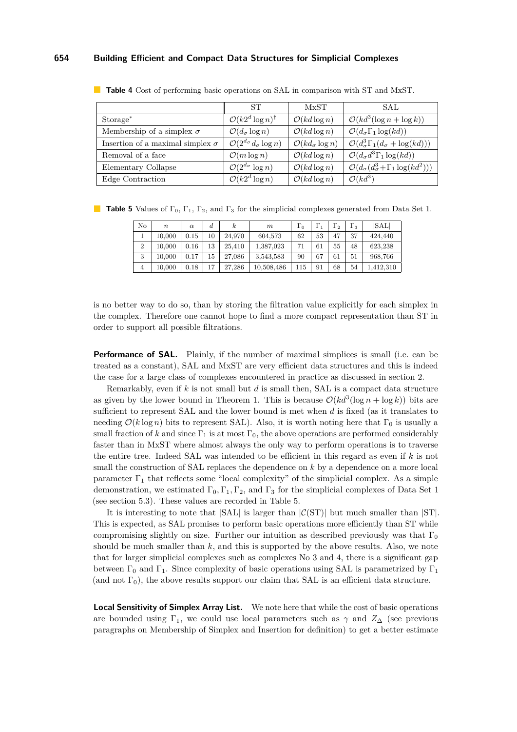**Table 4** Cost of performing basic operations on SAL in comparison with ST and MxST.

| | ST | MxST | SAL |
|---|---|---|---|
| Storage* | $\mathcal{O}(k2^d \log n)^\dagger$ | $\mathcal{O}(kd \log n)$ | $\mathcal{O}(kd^3(\log n + \log k))$ |
| Membership of a simplex $\sigma$ | $\mathcal{O}(d_\sigma \log n)$ | $\mathcal{O}(kd \log n)$ | $\mathcal{O}(d_\sigma \Gamma_1 \log(kd))$ |
| Insertion of a maximal simplex $\sigma$ | $\mathcal{O}(2^{d_\sigma} d_\sigma \log n)$ | $\mathcal{O}(kd_\sigma \log n)$ | $\mathcal{O}(d_\sigma^3 \Gamma_1 (d_\sigma + \log(kd)))$ |
| Removal of a face | $\mathcal{O}(m \log n)$ | $\mathcal{O}(kd \log n)$ | $\mathcal{O}(d_\sigma d^3 \Gamma_1 \log(kd))$ |
| Elementary Collapse | $\mathcal{O}(2^{d_\sigma} \log n)$ | $\mathcal{O}(kd \log n)$ | $\mathcal{O}(d_\sigma(d_\sigma^3 + \Gamma_1 \log(kd^2)))$ |
| Edge Contraction | $\mathcal{O}(k2^d \log n)$ | $\mathcal{O}(kd \log n)$ | $\mathcal{O}(kd^3)$ |

**Table 5** Values of $\Gamma_0$, $\Gamma_1$, $\Gamma_2$, and $\Gamma_3$ for the simplicial complexes generated from Data Set 1.

| No | $n$ | $\alpha$ | $d$ | $k$ | $m$ | $\Gamma_0$ | $\Gamma_1$ | $\Gamma_2$ | $\Gamma_3$ | $\|\text{SAL}\|$ |
|---|---|---|---|---|---|---|---|---|---|---|
| 1 | 10,000 | 0.15 | 10 | 24,970 | 604,573 | 62 | 53 | 47 | 37 | 424,440 |
| 2 | 10,000 | 0.16 | 13 | 25,410 | 1,387,023 | 71 | 61 | 55 | 48 | 623,238 |
| 3 | 10,000 | 0.17 | 15 | 27,086 | 3,543,583 | 90 | 67 | 61 | 51 | 968,766 |
| 4 | 10,000 | 0.18 | 17 | 27,286 | 10,508,486 | 115 | 91 | 68 | 54 | 1,412,310 |

is no better way to do so, than by storing the filtration value explicitly for each simplex in the complex. Therefore one cannot hope to find a more compact representation than ST in order to support all possible filtrations.

**Performance of SAL.** Plainly, if the number of maximal simplices is small (i.e. can be treated as a constant), SAL and MxST are very efficient data structures and this is indeed the case for a large class of complexes encountered in practice as discussed in section 2.

Remarkably, even if $k$ is not small but $d$ is small then, SAL is a compact data structure as given by the lower bound in Theorem 1. This is because $\mathcal{O}(kd^3(\log n + \log k))$ bits are sufficient to represent SAL and the lower bound is met when $d$ is fixed (as it translates to needing $\mathcal{O}(k \log n)$ bits to represent SAL). Also, it is worth noting here that $\Gamma_0$ is usually a small fraction of $k$ and since $\Gamma_1$ is at most $\Gamma_0$, the above operations are performed considerably faster than in MxST where almost always the only way to perform operations is to traverse the entire tree. Indeed SAL was intended to be efficient in this regard as even if $k$ is not small the construction of SAL replaces the dependence on $k$ by a dependence on a more local parameter $\Gamma_1$ that reflects some "local complexity" of the simplicial complex. As a simple demonstration, we estimated $\Gamma_0, \Gamma_1, \Gamma_2$, and $\Gamma_3$ for the simplicial complexes of Data Set 1 (see section 5.3). These values are recorded in Table 5.

It is interesting to note that $|\text{SAL}|$ is larger than $|\mathcal{C}(\text{ST})|$ but much smaller than $|\text{ST}|$. This is expected, as SAL promises to perform basic operations more efficiently than ST while compromising slightly on size. Further our intuition as described previously was that $\Gamma_0$ should be much smaller than $k$, and this is supported by the above results. Also, we note that for larger simplicial complexes such as complexes No 3 and 4, there is a significant gap between $\Gamma_0$ and $\Gamma_1$. Since complexity of basic operations using SAL is parametrized by $\Gamma_1$ (and not $\Gamma_0$), the above results support our claim that SAL is an efficient data structure.

**Local Sensitivity of Simplex Array List.** We note here that while the cost of basic operations are bounded using $\Gamma_1$, we could use local parameters such as $\gamma$ and $Z_\Delta$ (see previous paragraphs on Membership of Simplex and Insertion for definition) to get a better estimate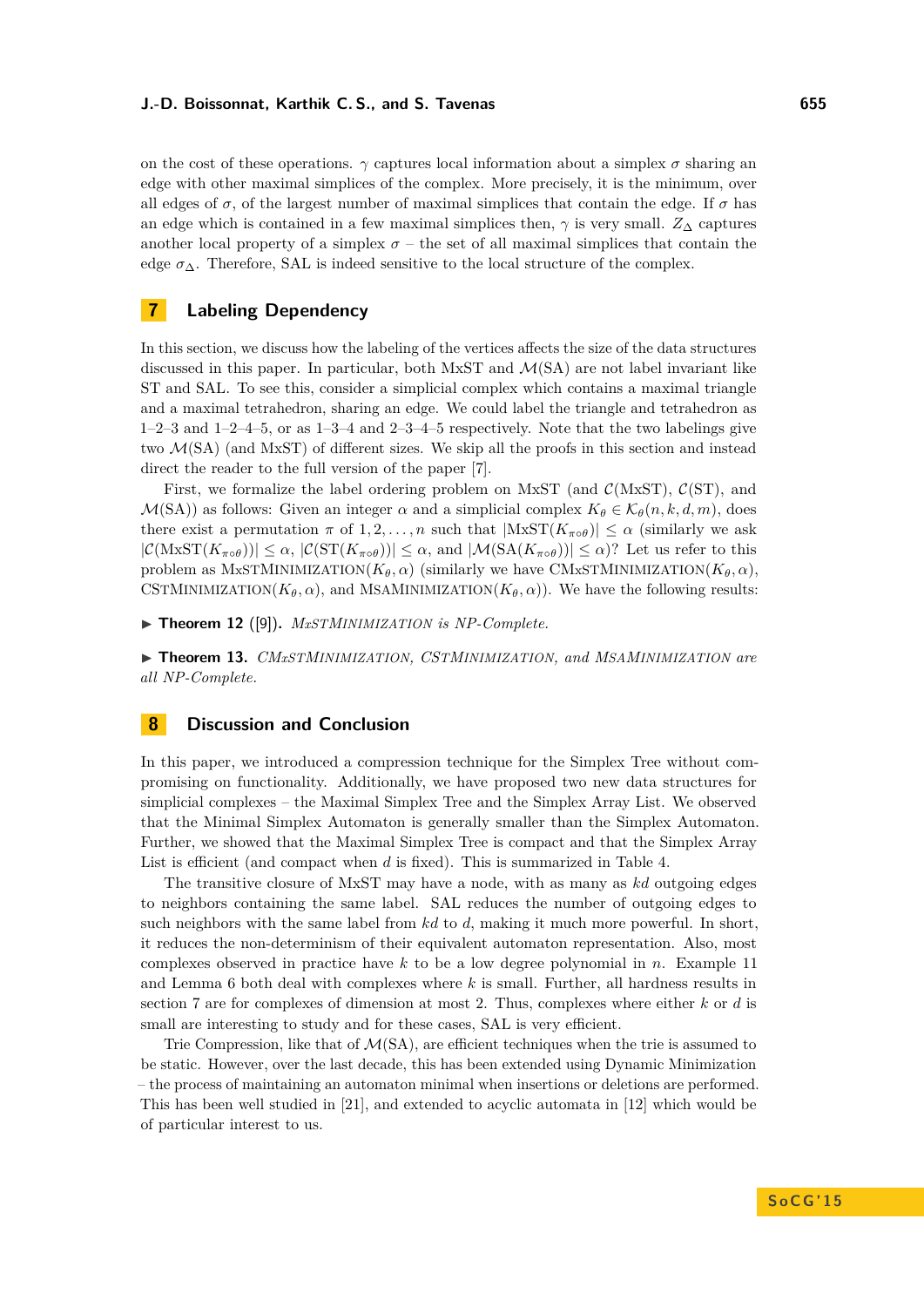on the cost of these operations. $\gamma$ captures local information about a simplex $\sigma$ sharing an edge with other maximal simplices of the complex. More precisely, it is the minimum, over all edges of $\sigma$, of the largest number of maximal simplices that contain the edge. If $\sigma$ has an edge which is contained in a few maximal simplices then, $\gamma$ is very small. $Z_\Delta$ captures another local property of a simplex $\sigma$ – the set of all maximal simplices that contain the edge $\sigma_\Delta$. Therefore, SAL is indeed sensitive to the local structure of the complex.

## 7 Labeling Dependency

In this section, we discuss how the labeling of the vertices affects the size of the data structures discussed in this paper. In particular, both MxST and $\mathcal{M}$(SA) are not label invariant like ST and SAL. To see this, consider a simplicial complex which contains a maximal triangle and a maximal tetrahedron, sharing an edge. We could label the triangle and tetrahedron as 1–2–3 and 1–2–4–5, or as 1–3–4 and 2–3–4–5 respectively. Note that the two labelings give two $\mathcal{M}$(SA) (and MxST) of different sizes. We skip all the proofs in this section and instead direct the reader to the full version of the paper [7].

First, we formalize the label ordering problem on MxST (and $\mathcal{C}$(MxST), $\mathcal{C}$(ST), and $\mathcal{M}$(SA)) as follows: Given an integer $\alpha$ and a simplicial complex $K_\theta \in \mathcal{K}_\theta(n,k,d,m)$, does there exist a permutation $\pi$ of $1, 2, \ldots, n$ such that $|\text{MxST}(K_{\pi\circ\theta})| \leq \alpha$ (similarly we ask $|\mathcal{C}(\text{MxST}(K_{\pi\circ\theta}))| \leq \alpha$, $|\mathcal{C}(\text{ST}(K_{\pi\circ\theta}))| \leq \alpha$, and $|\mathcal{M}(\text{SA}(K_{\pi\circ\theta}))| \leq \alpha$)? Let us refer to this problem as MxSTMinimization($K_\theta, \alpha$) (similarly we have CMxSTMinimization($K_\theta, \alpha$), CSTMinimization($K_\theta, \alpha$), and MSAMinimization($K_\theta, \alpha$)). We have the following results:

▶ **Theorem 12** ([9]). *MxSTMinimization is NP-Complete.*

▶ **Theorem 13.** *CMxSTMinimization, CSTMinimization, and MSAMinimization are all NP-Complete.*

## 8 Discussion and Conclusion

In this paper, we introduced a compression technique for the Simplex Tree without compromising on functionality. Additionally, we have proposed two new data structures for simplicial complexes – the Maximal Simplex Tree and the Simplex Array List. We observed that the Minimal Simplex Automaton is generally smaller than the Simplex Automaton. Further, we showed that the Maximal Simplex Tree is compact and that the Simplex Array List is efficient (and compact when $d$ is fixed). This is summarized in Table 4.

The transitive closure of MxST may have a node, with as many as $kd$ outgoing edges to neighbors containing the same label. SAL reduces the number of outgoing edges to such neighbors with the same label from $kd$ to $d$, making it much more powerful. In short, it reduces the non-determinism of their equivalent automaton representation. Also, most complexes observed in practice have $k$ to be a low degree polynomial in $n$. Example 11 and Lemma 6 both deal with complexes where $k$ is small. Further, all hardness results in section 7 are for complexes of dimension at most 2. Thus, complexes where either $k$ or $d$ is small are interesting to study and for these cases, SAL is very efficient.

Trie Compression, like that of $\mathcal{M}$(SA), are efficient techniques when the trie is assumed to be static. However, over the last decade, this has been extended using Dynamic Minimization – the process of maintaining an automaton minimal when insertions or deletions are performed. This has been well studied in [21], and extended to acyclic automata in [12] which would be of particular interest to us.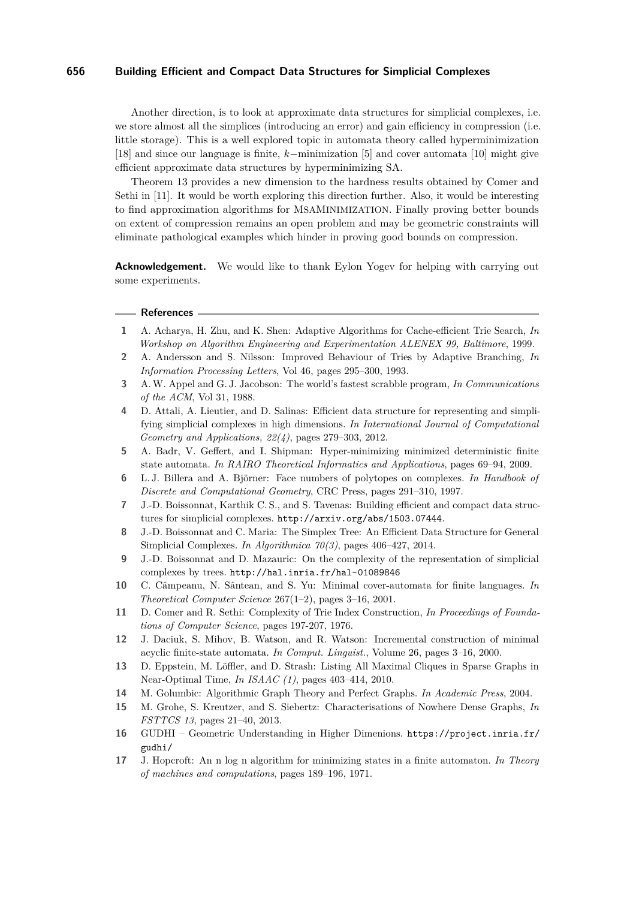Another direction, is to look at approximate data structures for simplicial complexes, i.e. we store almost all the simplices (introducing an error) and gain efficiency in compression (i.e. little storage). This is a well explored topic in automata theory called hyperminimization [18] and since our language is finite, $k-$minimization [5] and cover automata [10] might give efficient approximate data structures by hyperminimizing SA.

Theorem 13 provides a new dimension to the hardness results obtained by Comer and Sethi in [11]. It would be worth exploring this direction further. Also, it would be interesting to find approximation algorithms for MsaMinimization. Finally proving better bounds on extent of compression remains an open problem and may be geometric constraints will eliminate pathological examples which hinder in proving good bounds on compression.

**Acknowledgement.** We would like to thank Eylon Yogev for helping with carrying out some experiments.

## References

1. A. Acharya, H. Zhu, and K. Shen: Adaptive Algorithms for Cache-efficient Trie Search, *In Workshop on Algorithm Engineering and Experimentation ALENEX 99, Baltimore*, 1999.
2. A. Andersson and S. Nilsson: Improved Behaviour of Tries by Adaptive Branching, *In Information Processing Letters*, Vol 46, pages 295–300, 1993.
3. A. W. Appel and G. J. Jacobson: The world's fastest scrabble program, *In Communications of the ACM*, Vol 31, 1988.
4. D. Attali, A. Lieutier, and D. Salinas: Efficient data structure for representing and simplifying simplicial complexes in high dimensions. *In International Journal of Computational Geometry and Applications, 22(4)*, pages 279–303, 2012.
5. A. Badr, V. Geffert, and I. Shipman: Hyper-minimizing minimized deterministic finite state automata. *In RAIRO Theoretical Informatics and Applications*, pages 69–94, 2009.
6. L. J. Billera and A. Björner: Face numbers of polytopes on complexes. *In Handbook of Discrete and Computational Geometry*, CRC Press, pages 291–310, 1997.
7. J.-D. Boissonnat, Karthik C. S., and S. Tavenas: Building efficient and compact data structures for simplicial complexes. http://arxiv.org/abs/1503.07444.
8. J.-D. Boissonnat and C. Maria: The Simplex Tree: An Efficient Data Structure for General Simplicial Complexes. *In Algorithmica 70(3)*, pages 406–427, 2014.
9. J.-D. Boissonnat and D. Mazauric: On the complexity of the representation of simplicial complexes by trees. http://hal.inria.fr/hal-01089846
10. C. Câmpeanu, N. Sântean, and S. Yu: Minimal cover-automata for finite languages. *In Theoretical Computer Science* 267(1–2), pages 3–16, 2001.
11. D. Comer and R. Sethi: Complexity of Trie Index Construction, *In Proceedings of Foundations of Computer Science*, pages 197-207, 1976.
12. J. Daciuk, S. Mihov, B. Watson, and R. Watson: Incremental construction of minimal acyclic finite-state automata. *In Comput. Linguist.*, Volume 26, pages 3–16, 2000.
13. D. Eppstein, M. Löffler, and D. Strash: Listing All Maximal Cliques in Sparse Graphs in Near-Optimal Time, *In ISAAC (1)*, pages 403–414, 2010.
14. M. Golumbic: Algorithmic Graph Theory and Perfect Graphs. *In Academic Press*, 2004.
15. M. Grohe, S. Kreutzer, and S. Siebertz: Characterisations of Nowhere Dense Graphs, *In FSTTCS 13*, pages 21–40, 2013.
16. GUDHI – Geometric Understanding in Higher Dimenions. https://project.inria.fr/gudhi/
17. J. Hopcroft: An n log n algorithm for minimizing states in a finite automaton. *In Theory of machines and computations*, pages 189–196, 1971.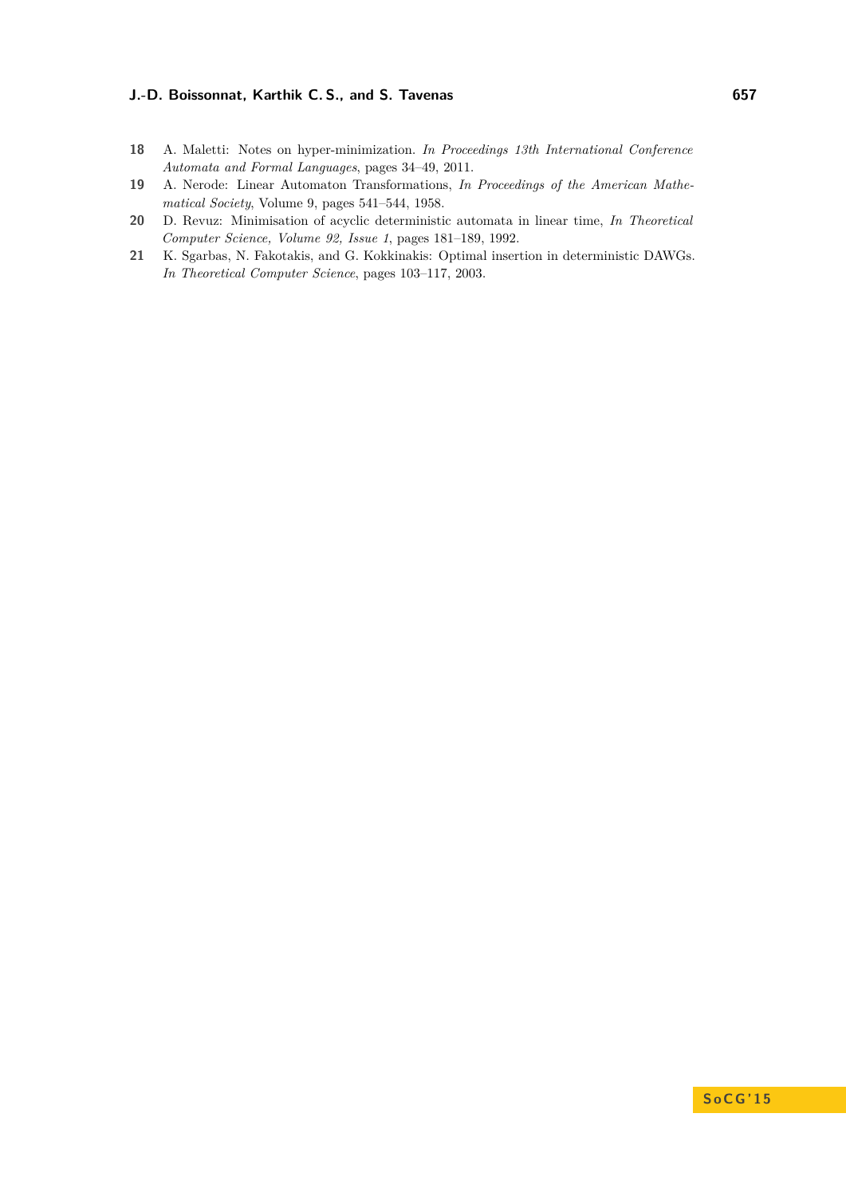18 A. Maletti: Notes on hyper-minimization. *In Proceedings 13th International Conference Automata and Formal Languages*, pages 34–49, 2011.

19 A. Nerode: Linear Automaton Transformations, *In Proceedings of the American Mathematical Society*, Volume 9, pages 541–544, 1958.

20 D. Revuz: Minimisation of acyclic deterministic automata in linear time, *In Theoretical Computer Science, Volume 92, Issue 1*, pages 181–189, 1992.

21 K. Sgarbas, N. Fakotakis, and G. Kokkinakis: Optimal insertion in deterministic DAWGs. *In Theoretical Computer Science*, pages 103–117, 2003.